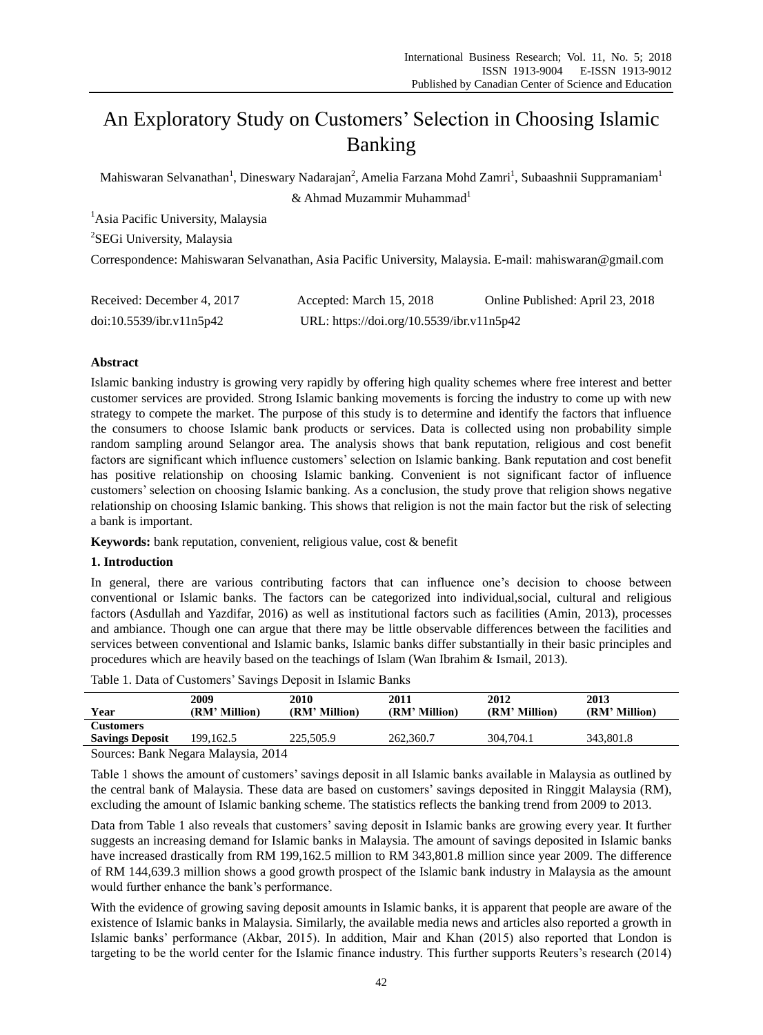# An Exploratory Study on Customers' Selection in Choosing Islamic Banking

Mahiswaran Selvanathan[1], Dineswary Nadarajan[2], Amelia Farzana Mohd Zamri[1], Subaashnii Suppramaniam[1] & Ahmad Muzammir Muhammad[1]

[1]Asia Pacific University, Malaysia

[2]SEGi University, Malaysia

Correspondence: Mahiswaran Selvanathan, Asia Pacific University, Malaysia. E-mail: mahiswaran@gmail.com

Received: December 4, 2017    Accepted: March 15, 2018    Online Published: April 23, 2018

doi:10.5539/ibr.v11n5p42    URL: https://doi.org/10.5539/ibr.v11n5p42

**Abstract**

Islamic banking industry is growing very rapidly by offering high quality schemes where free interest and better customer services are provided. Strong Islamic banking movements is forcing the industry to come up with new strategy to compete the market. The purpose of this study is to determine and identify the factors that influence the consumers to choose Islamic bank products or services. Data is collected using non probability simple random sampling around Selangor area. The analysis shows that bank reputation, religious and cost benefit factors are significant which influence customers' selection on Islamic banking. Bank reputation and cost benefit has positive relationship on choosing Islamic banking. Convenient is not significant factor of influence customers' selection on choosing Islamic banking. As a conclusion, the study prove that religion shows negative relationship on choosing Islamic banking. This shows that religion is not the main factor but the risk of selecting a bank is important.

**Keywords:** bank reputation, convenient, religious value, cost & benefit

## 1. Introduction

In general, there are various contributing factors that can influence one's decision to choose between conventional or Islamic banks. The factors can be categorized into individual,social, cultural and religious factors (Asdullah and Yazdifar, 2016) as well as institutional factors such as facilities (Amin, 2013), processes and ambiance. Though one can argue that there may be little observable differences between the facilities and services between conventional and Islamic banks, Islamic banks differ substantially in their basic principles and procedures which are heavily based on the teachings of Islam (Wan Ibrahim & Ismail, 2013).

Table 1. Data of Customers' Savings Deposit in Islamic Banks

| Year | 2009 (RM' Million) | 2010 (RM' Million) | 2011 (RM' Million) | 2012 (RM' Million) | 2013 (RM' Million) |
|---|---|---|---|---|---|
| Customers Savings Deposit | 199,162.5 | 225,505.9 | 262,360.7 | 304,704.1 | 343,801.8 |

Sources: Bank Negara Malaysia, 2014

Table 1 shows the amount of customers' savings deposit in all Islamic banks available in Malaysia as outlined by the central bank of Malaysia. These data are based on customers' savings deposited in Ringgit Malaysia (RM), excluding the amount of Islamic banking scheme. The statistics reflects the banking trend from 2009 to 2013.

Data from Table 1 also reveals that customers' saving deposit in Islamic banks are growing every year. It further suggests an increasing demand for Islamic banks in Malaysia. The amount of savings deposited in Islamic banks have increased drastically from RM 199,162.5 million to RM 343,801.8 million since year 2009. The difference of RM 144,639.3 million shows a good growth prospect of the Islamic bank industry in Malaysia as the amount would further enhance the bank's performance.

With the evidence of growing saving deposit amounts in Islamic banks, it is apparent that people are aware of the existence of Islamic banks in Malaysia. Similarly, the available media news and articles also reported a growth in Islamic banks' performance (Akbar, 2015). In addition, Mair and Khan (2015) also reported that London is targeting to be the world center for the Islamic finance industry. This further supports Reuters's research (2014)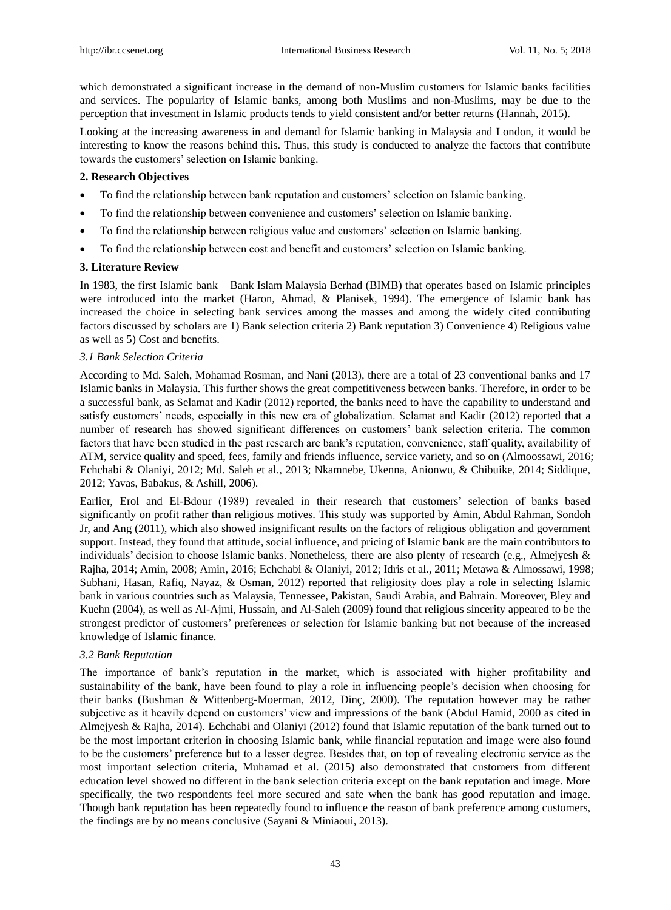which demonstrated a significant increase in the demand of non-Muslim customers for Islamic banks facilities and services. The popularity of Islamic banks, among both Muslims and non-Muslims, may be due to the perception that investment in Islamic products tends to yield consistent and/or better returns (Hannah, 2015).

Looking at the increasing awareness in and demand for Islamic banking in Malaysia and London, it would be interesting to know the reasons behind this. Thus, this study is conducted to analyze the factors that contribute towards the customers' selection on Islamic banking.

## 2. Research Objectives

- To find the relationship between bank reputation and customers' selection on Islamic banking.
- To find the relationship between convenience and customers' selection on Islamic banking.
- To find the relationship between religious value and customers' selection on Islamic banking.
- To find the relationship between cost and benefit and customers' selection on Islamic banking.

## 3. Literature Review

In 1983, the first Islamic bank – Bank Islam Malaysia Berhad (BIMB) that operates based on Islamic principles were introduced into the market (Haron, Ahmad, & Planisek, 1994). The emergence of Islamic bank has increased the choice in selecting bank services among the masses and among the widely cited contributing factors discussed by scholars are 1) Bank selection criteria 2) Bank reputation 3) Convenience 4) Religious value as well as 5) Cost and benefits.

### *3.1 Bank Selection Criteria*

According to Md. Saleh, Mohamad Rosman, and Nani (2013), there are a total of 23 conventional banks and 17 Islamic banks in Malaysia. This further shows the great competitiveness between banks. Therefore, in order to be a successful bank, as Selamat and Kadir (2012) reported, the banks need to have the capability to understand and satisfy customers' needs, especially in this new era of globalization. Selamat and Kadir (2012) reported that a number of research has showed significant differences on customers' bank selection criteria. The common factors that have been studied in the past research are bank's reputation, convenience, staff quality, availability of ATM, service quality and speed, fees, family and friends influence, service variety, and so on (Almoossawi, 2016; Echchabi & Olaniyi, 2012; Md. Saleh et al., 2013; Nkamnebe, Ukenna, Anionwu, & Chibuike, 2014; Siddique, 2012; Yavas, Babakus, & Ashill, 2006).

Earlier, Erol and El-Bdour (1989) revealed in their research that customers' selection of banks based significantly on profit rather than religious motives. This study was supported by Amin, Abdul Rahman, Sondoh Jr, and Ang (2011), which also showed insignificant results on the factors of religious obligation and government support. Instead, they found that attitude, social influence, and pricing of Islamic bank are the main contributors to individuals' decision to choose Islamic banks. Nonetheless, there are also plenty of research (e.g., Almejyesh & Rajha, 2014; Amin, 2008; Amin, 2016; Echchabi & Olaniyi, 2012; Idris et al., 2011; Metawa & Almossawi, 1998; Subhani, Hasan, Rafiq, Nayaz, & Osman, 2012) reported that religiosity does play a role in selecting Islamic bank in various countries such as Malaysia, Tennessee, Pakistan, Saudi Arabia, and Bahrain. Moreover, Bley and Kuehn (2004), as well as Al-Ajmi, Hussain, and Al-Saleh (2009) found that religious sincerity appeared to be the strongest predictor of customers' preferences or selection for Islamic banking but not because of the increased knowledge of Islamic finance.

### *3.2 Bank Reputation*

The importance of bank's reputation in the market, which is associated with higher profitability and sustainability of the bank, have been found to play a role in influencing people's decision when choosing for their banks (Bushman & Wittenberg-Moerman, 2012, Dinç, 2000). The reputation however may be rather subjective as it heavily depend on customers' view and impressions of the bank (Abdul Hamid, 2000 as cited in Almejyesh & Rajha, 2014). Echchabi and Olaniyi (2012) found that Islamic reputation of the bank turned out to be the most important criterion in choosing Islamic bank, while financial reputation and image were also found to be the customers' preference but to a lesser degree. Besides that, on top of revealing electronic service as the most important selection criteria, Muhamad et al. (2015) also demonstrated that customers from different education level showed no different in the bank selection criteria except on the bank reputation and image. More specifically, the two respondents feel more secured and safe when the bank has good reputation and image. Though bank reputation has been repeatedly found to influence the reason of bank preference among customers, the findings are by no means conclusive (Sayani & Miniaoui, 2013).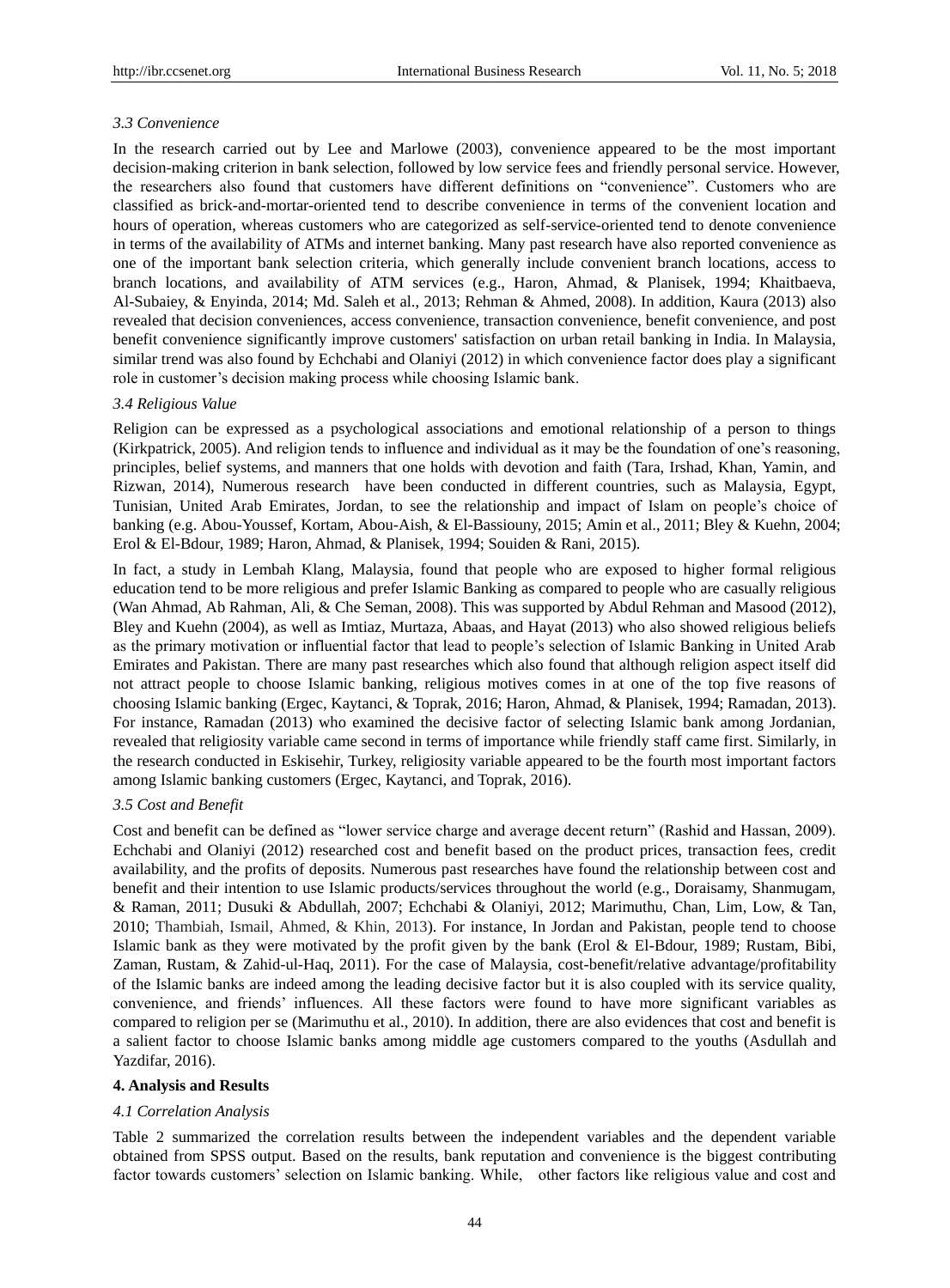### 3.3 Convenience

In the research carried out by Lee and Marlowe (2003), convenience appeared to be the most important decision-making criterion in bank selection, followed by low service fees and friendly personal service. However, the researchers also found that customers have different definitions on "convenience". Customers who are classified as brick-and-mortar-oriented tend to describe convenience in terms of the convenient location and hours of operation, whereas customers who are categorized as self-service-oriented tend to denote convenience in terms of the availability of ATMs and internet banking. Many past research have also reported convenience as one of the important bank selection criteria, which generally include convenient branch locations, access to branch locations, and availability of ATM services (e.g., Haron, Ahmad, & Planisek, 1994; Khaitbaeva, Al-Subaiey, & Enyinda, 2014; Md. Saleh et al., 2013; Rehman & Ahmed, 2008). In addition, Kaura (2013) also revealed that decision conveniences, access convenience, transaction convenience, benefit convenience, and post benefit convenience significantly improve customers' satisfaction on urban retail banking in India. In Malaysia, similar trend was also found by Echchabi and Olaniyi (2012) in which convenience factor does play a significant role in customer's decision making process while choosing Islamic bank.

### 3.4 Religious Value

Religion can be expressed as a psychological associations and emotional relationship of a person to things (Kirkpatrick, 2005). And religion tends to influence and individual as it may be the foundation of one's reasoning, principles, belief systems, and manners that one holds with devotion and faith (Tara, Irshad, Khan, Yamin, and Rizwan, 2014), Numerous research have been conducted in different countries, such as Malaysia, Egypt, Tunisian, United Arab Emirates, Jordan, to see the relationship and impact of Islam on people's choice of banking (e.g. Abou-Youssef, Kortam, Abou-Aish, & El-Bassiouny, 2015; Amin et al., 2011; Bley & Kuehn, 2004; Erol & El-Bdour, 1989; Haron, Ahmad, & Planisek, 1994; Souiden & Rani, 2015).

In fact, a study in Lembah Klang, Malaysia, found that people who are exposed to higher formal religious education tend to be more religious and prefer Islamic Banking as compared to people who are casually religious (Wan Ahmad, Ab Rahman, Ali, & Che Seman, 2008). This was supported by Abdul Rehman and Masood (2012), Bley and Kuehn (2004), as well as Imtiaz, Murtaza, Abaas, and Hayat (2013) who also showed religious beliefs as the primary motivation or influential factor that lead to people's selection of Islamic Banking in United Arab Emirates and Pakistan. There are many past researches which also found that although religion aspect itself did not attract people to choose Islamic banking, religious motives comes in at one of the top five reasons of choosing Islamic banking (Ergec, Kaytanci, & Toprak, 2016; Haron, Ahmad, & Planisek, 1994; Ramadan, 2013). For instance, Ramadan (2013) who examined the decisive factor of selecting Islamic bank among Jordanian, revealed that religiosity variable came second in terms of importance while friendly staff came first. Similarly, in the research conducted in Eskisehir, Turkey, religiosity variable appeared to be the fourth most important factors among Islamic banking customers (Ergec, Kaytanci, and Toprak, 2016).

### 3.5 Cost and Benefit

Cost and benefit can be defined as "lower service charge and average decent return" (Rashid and Hassan, 2009). Echchabi and Olaniyi (2012) researched cost and benefit based on the product prices, transaction fees, credit availability, and the profits of deposits. Numerous past researches have found the relationship between cost and benefit and their intention to use Islamic products/services throughout the world (e.g., Doraisamy, Shanmugam, & Raman, 2011; Dusuki & Abdullah, 2007; Echchabi & Olaniyi, 2012; Marimuthu, Chan, Lim, Low, & Tan, 2010; Thambiah, Ismail, Ahmed, & Khin, 2013). For instance, In Jordan and Pakistan, people tend to choose Islamic bank as they were motivated by the profit given by the bank (Erol & El-Bdour, 1989; Rustam, Bibi, Zaman, Rustam, & Zahid-ul-Haq, 2011). For the case of Malaysia, cost-benefit/relative advantage/profitability of the Islamic banks are indeed among the leading decisive factor but it is also coupled with its service quality, convenience, and friends' influences. All these factors were found to have more significant variables as compared to religion per se (Marimuthu et al., 2010). In addition, there are also evidences that cost and benefit is a salient factor to choose Islamic banks among middle age customers compared to the youths (Asdullah and Yazdifar, 2016).

## 4. Analysis and Results

### 4.1 Correlation Analysis

Table 2 summarized the correlation results between the independent variables and the dependent variable obtained from SPSS output. Based on the results, bank reputation and convenience is the biggest contributing factor towards customers' selection on Islamic banking. While, other factors like religious value and cost and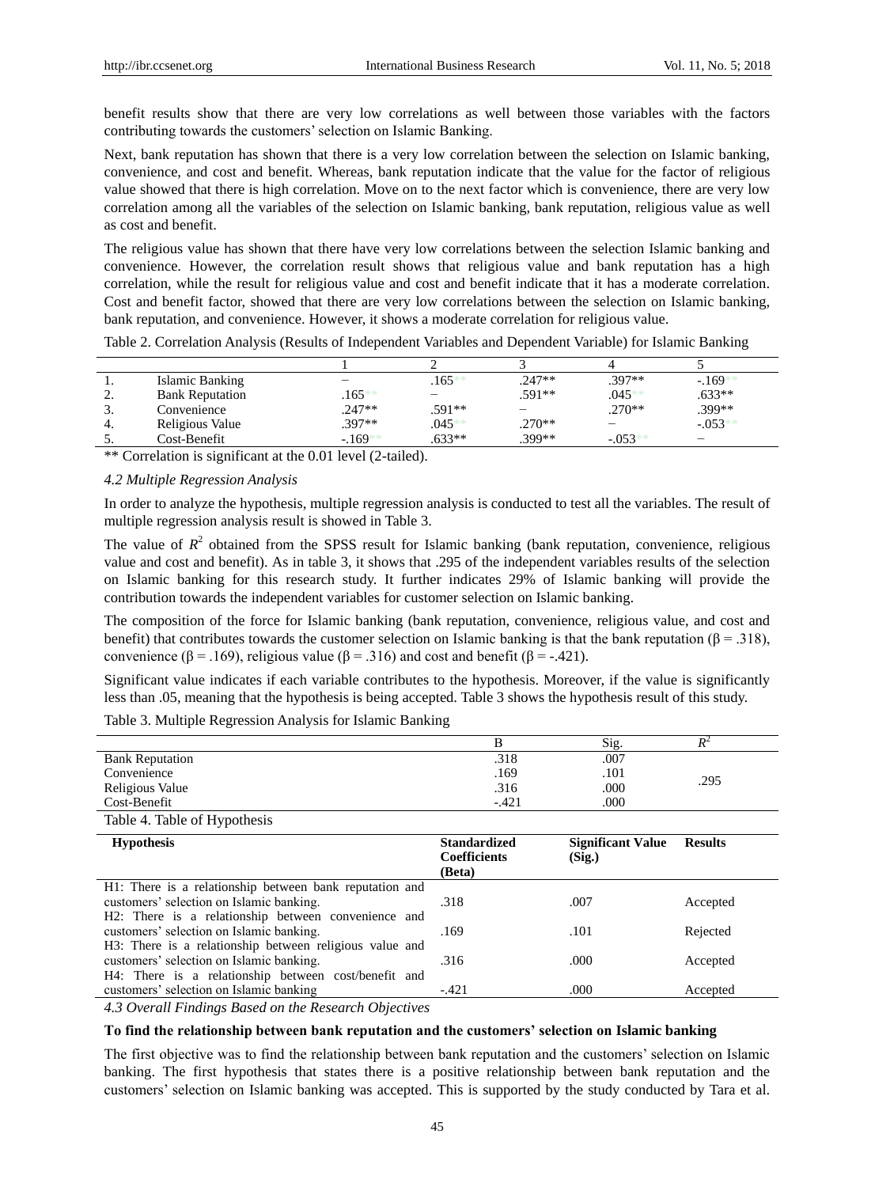benefit results show that there are very low correlations as well between those variables with the factors contributing towards the customers' selection on Islamic Banking.

Next, bank reputation has shown that there is a very low correlation between the selection on Islamic banking, convenience, and cost and benefit. Whereas, bank reputation indicate that the value for the factor of religious value showed that there is high correlation. Move on to the next factor which is convenience, there are very low correlation among all the variables of the selection on Islamic banking, bank reputation, religious value as well as cost and benefit.

The religious value has shown that there have very low correlations between the selection Islamic banking and convenience. However, the correlation result shows that religious value and bank reputation has a high correlation, while the result for religious value and cost and benefit indicate that it has a moderate correlation. Cost and benefit factor, showed that there are very low correlations between the selection on Islamic banking, bank reputation, and convenience. However, it shows a moderate correlation for religious value.

Table 2. Correlation Analysis (Results of Independent Variables and Dependent Variable) for Islamic Banking

| | | 1 | 2 | 3 | 4 | 5 |
|---|---|---|---|---|---|---|
| 1. | Islamic Banking | – | .165** | .247** | .397** | -.169** |
| 2. | Bank Reputation | .165** | – | .591** | .045** | .633** |
| 3. | Convenience | .247** | .591** | – | .270** | .399** |
| 4. | Religious Value | .397** | .045** | .270** | – | -.053** |
| 5. | Cost-Benefit | -.169** | .633** | .399** | -.053** | – |

** Correlation is significant at the 0.01 level (2-tailed).

*4.2 Multiple Regression Analysis*

In order to analyze the hypothesis, multiple regression analysis is conducted to test all the variables. The result of multiple regression analysis result is showed in Table 3.

The value of $R^2$ obtained from the SPSS result for Islamic banking (bank reputation, convenience, religious value and cost and benefit). As in table 3, it shows that .295 of the independent variables results of the selection on Islamic banking for this research study. It further indicates 29% of Islamic banking will provide the contribution towards the independent variables for customer selection on Islamic banking.

The composition of the force for Islamic banking (bank reputation, convenience, religious value, and cost and benefit) that contributes towards the customer selection on Islamic banking is that the bank reputation ($\beta = .318$), convenience ($\beta = .169$), religious value ($\beta = .316$) and cost and benefit ($\beta = -.421$).

Significant value indicates if each variable contributes to the hypothesis. Moreover, if the value is significantly less than .05, meaning that the hypothesis is being accepted. Table 3 shows the hypothesis result of this study.

Table 3. Multiple Regression Analysis for Islamic Banking

| | B | Sig. | $R^2$ |
|---|---|---|---|
| Bank Reputation | .318 | .007 | |
| Convenience | .169 | .101 | .295 |
| Religious Value | .316 | .000 | |
| Cost-Benefit | -.421 | .000 | |

Table 4. Table of Hypothesis

| **Hypothesis** | **Standardized Coefficients (Beta)** | **Significant Value (Sig.)** | **Results** |
|---|---|---|---|
| H1: There is a relationship between bank reputation and customers' selection on Islamic banking. | .318 | .007 | Accepted |
| H2: There is a relationship between convenience and customers' selection on Islamic banking. | .169 | .101 | Rejected |
| H3: There is a relationship between religious value and customers' selection on Islamic banking. | .316 | .000 | Accepted |
| H4: There is a relationship between cost/benefit and customers' selection on Islamic banking | -.421 | .000 | Accepted |

*4.3 Overall Findings Based on the Research Objectives*

**To find the relationship between bank reputation and the customers' selection on Islamic banking**

The first objective was to find the relationship between bank reputation and the customers' selection on Islamic banking. The first hypothesis that states there is a positive relationship between bank reputation and the customers' selection on Islamic banking was accepted. This is supported by the study conducted by Tara et al.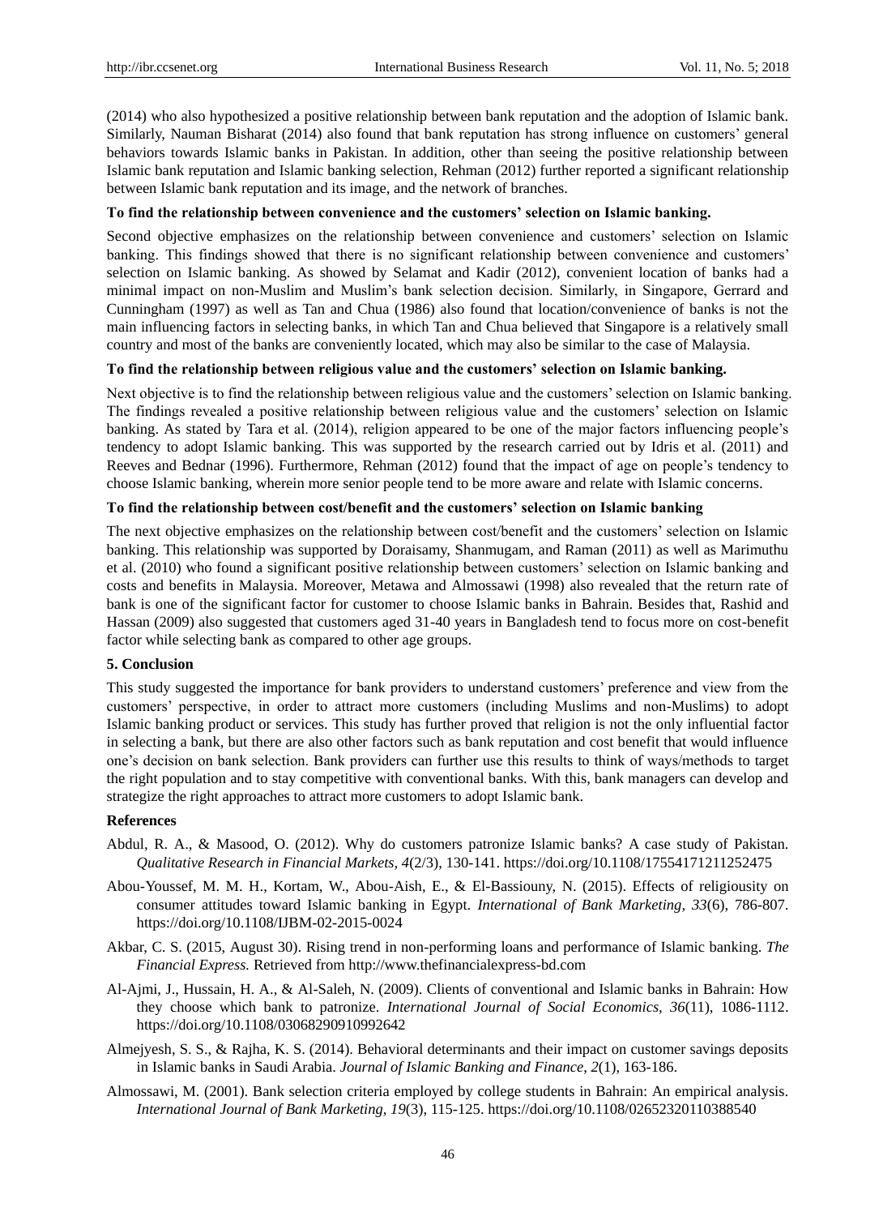(2014) who also hypothesized a positive relationship between bank reputation and the adoption of Islamic bank. Similarly, Nauman Bisharat (2014) also found that bank reputation has strong influence on customers' general behaviors towards Islamic banks in Pakistan. In addition, other than seeing the positive relationship between Islamic bank reputation and Islamic banking selection, Rehman (2012) further reported a significant relationship between Islamic bank reputation and its image, and the network of branches.

**To find the relationship between convenience and the customers' selection on Islamic banking.**

Second objective emphasizes on the relationship between convenience and customers' selection on Islamic banking. This findings showed that there is no significant relationship between convenience and customers' selection on Islamic banking. As showed by Selamat and Kadir (2012), convenient location of banks had a minimal impact on non-Muslim and Muslim's bank selection decision. Similarly, in Singapore, Gerrard and Cunningham (1997) as well as Tan and Chua (1986) also found that location/convenience of banks is not the main influencing factors in selecting banks, in which Tan and Chua believed that Singapore is a relatively small country and most of the banks are conveniently located, which may also be similar to the case of Malaysia.

**To find the relationship between religious value and the customers' selection on Islamic banking.**

Next objective is to find the relationship between religious value and the customers' selection on Islamic banking. The findings revealed a positive relationship between religious value and the customers' selection on Islamic banking. As stated by Tara et al. (2014), religion appeared to be one of the major factors influencing people's tendency to adopt Islamic banking. This was supported by the research carried out by Idris et al. (2011) and Reeves and Bednar (1996). Furthermore, Rehman (2012) found that the impact of age on people's tendency to choose Islamic banking, wherein more senior people tend to be more aware and relate with Islamic concerns.

**To find the relationship between cost/benefit and the customers' selection on Islamic banking**

The next objective emphasizes on the relationship between cost/benefit and the customers' selection on Islamic banking. This relationship was supported by Doraisamy, Shanmugam, and Raman (2011) as well as Marimuthu et al. (2010) who found a significant positive relationship between customers' selection on Islamic banking and costs and benefits in Malaysia. Moreover, Metawa and Almossawi (1998) also revealed that the return rate of bank is one of the significant factor for customer to choose Islamic banks in Bahrain. Besides that, Rashid and Hassan (2009) also suggested that customers aged 31-40 years in Bangladesh tend to focus more on cost-benefit factor while selecting bank as compared to other age groups.

## 5. Conclusion

This study suggested the importance for bank providers to understand customers' preference and view from the customers' perspective, in order to attract more customers (including Muslims and non-Muslims) to adopt Islamic banking product or services. This study has further proved that religion is not the only influential factor in selecting a bank, but there are also other factors such as bank reputation and cost benefit that would influence one's decision on bank selection. Bank providers can further use this results to think of ways/methods to target the right population and to stay competitive with conventional banks. With this, bank managers can develop and strategize the right approaches to attract more customers to adopt Islamic bank.

## References

Abdul, R. A., & Masood, O. (2012). Why do customers patronize Islamic banks? A case study of Pakistan. *Qualitative Research in Financial Markets, 4*(2/3), 130-141. https://doi.org/10.1108/17554171211252475

Abou-Youssef, M. M. H., Kortam, W., Abou-Aish, E., & El-Bassiouny, N. (2015). Effects of religiousity on consumer attitudes toward Islamic banking in Egypt. *International of Bank Marketing, 33*(6), 786-807. https://doi.org/10.1108/IJBM-02-2015-0024

Akbar, C. S. (2015, August 30). Rising trend in non-performing loans and performance of Islamic banking. *The Financial Express.* Retrieved from http://www.thefinancialexpress-bd.com

Al-Ajmi, J., Hussain, H. A., & Al-Saleh, N. (2009). Clients of conventional and Islamic banks in Bahrain: How they choose which bank to patronize. *International Journal of Social Economics, 36*(11), 1086-1112. https://doi.org/10.1108/03068290910992642

Almejyesh, S. S., & Rajha, K. S. (2014). Behavioral determinants and their impact on customer savings deposits in Islamic banks in Saudi Arabia. *Journal of Islamic Banking and Finance, 2*(1), 163-186.

Almossawi, M. (2001). Bank selection criteria employed by college students in Bahrain: An empirical analysis. *International Journal of Bank Marketing, 19*(3), 115-125. https://doi.org/10.1108/02652320110388540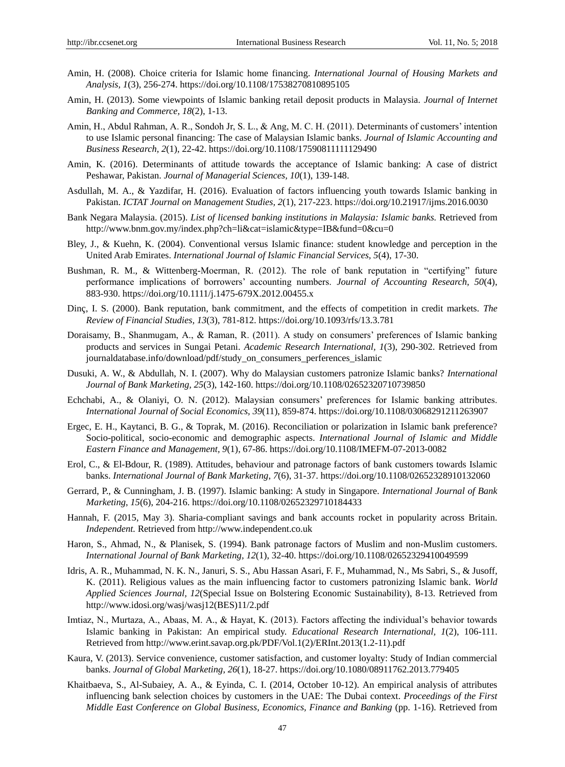Amin, H. (2008). Choice criteria for Islamic home financing. *International Journal of Housing Markets and Analysis, 1*(3), 256-274. https://doi.org/10.1108/17538270810895105

Amin, H. (2013). Some viewpoints of Islamic banking retail deposit products in Malaysia. *Journal of Internet Banking and Commerce, 18*(2), 1-13.

Amin, H., Abdul Rahman, A. R., Sondoh Jr, S. L., & Ang, M. C. H. (2011). Determinants of customers' intention to use Islamic personal financing: The case of Malaysian Islamic banks. *Journal of Islamic Accounting and Business Research, 2*(1), 22-42. https://doi.org/10.1108/17590811111129490

Amin, K. (2016). Determinants of attitude towards the acceptance of Islamic banking: A case of district Peshawar, Pakistan. *Journal of Managerial Sciences, 10*(1), 139-148.

Asdullah, M. A., & Yazdifar, H. (2016). Evaluation of factors influencing youth towards Islamic banking in Pakistan. *ICTAT Journal on Management Studies, 2*(1), 217-223. https://doi.org/10.21917/ijms.2016.0030

Bank Negara Malaysia. (2015). *List of licensed banking institutions in Malaysia: Islamic banks.* Retrieved from http://www.bnm.gov.my/index.php?ch=li&cat=islamic&type=IB&fund=0&cu=0

Bley, J., & Kuehn, K. (2004). Conventional versus Islamic finance: student knowledge and perception in the United Arab Emirates. *International Journal of Islamic Financial Services, 5*(4), 17-30.

Bushman, R. M., & Wittenberg-Moerman, R. (2012). The role of bank reputation in "certifying" future performance implications of borrowers' accounting numbers. *Journal of Accounting Research, 50*(4), 883-930. https://doi.org/10.1111/j.1475-679X.2012.00455.x

Dinç, I. S. (2000). Bank reputation, bank commitment, and the effects of competition in credit markets. *The Review of Financial Studies, 13*(3), 781-812. https://doi.org/10.1093/rfs/13.3.781

Doraisamy, B., Shanmugam, A., & Raman, R. (2011). A study on consumers' preferences of Islamic banking products and services in Sungai Petani. *Academic Research International, 1*(3), 290-302. Retrieved from journaldatabase.info/download/pdf/study_on_consumers_perferences_islamic

Dusuki, A. W., & Abdullah, N. I. (2007). Why do Malaysian customers patronize Islamic banks? *International Journal of Bank Marketing, 25*(3), 142-160. https://doi.org/10.1108/02652320710739850

Echchabi, A., & Olaniyi, O. N. (2012). Malaysian consumers' preferences for Islamic banking attributes. *International Journal of Social Economics, 39*(11), 859-874. https://doi.org/10.1108/03068291211263907

Ergec, E. H., Kaytanci, B. G., & Toprak, M. (2016). Reconciliation or polarization in Islamic bank preference? Socio-political, socio-economic and demographic aspects. *International Journal of Islamic and Middle Eastern Finance and Management, 9*(1), 67-86. https://doi.org/10.1108/IMEFM-07-2013-0082

Erol, C., & El-Bdour, R. (1989). Attitudes, behaviour and patronage factors of bank customers towards Islamic banks. *International Journal of Bank Marketing, 7*(6), 31-37. https://doi.org/10.1108/02652328910132060

Gerrard, P., & Cunningham, J. B. (1997). Islamic banking: A study in Singapore. *International Journal of Bank Marketing, 15*(6), 204-216. https://doi.org/10.1108/02652329710184433

Hannah, F. (2015, May 3). Sharia-compliant savings and bank accounts rocket in popularity across Britain. *Independent.* Retrieved from http://www.independent.co.uk

Haron, S., Ahmad, N., & Planisek, S. (1994). Bank patronage factors of Muslim and non-Muslim customers. *International Journal of Bank Marketing, 12*(1), 32-40. https://doi.org/10.1108/02652329410049599

Idris, A. R., Muhammad, N. K. N., Januri, S. S., Abu Hassan Asari, F. F., Muhammad, N., Ms Sabri, S., & Jusoff, K. (2011). Religious values as the main influencing factor to customers patronizing Islamic bank. *World Applied Sciences Journal, 12*(Special Issue on Bolstering Economic Sustainability), 8-13. Retrieved from http://www.idosi.org/wasj/wasj12(BES)11/2.pdf

Imtiaz, N., Murtaza, A., Abaas, M. A., & Hayat, K. (2013). Factors affecting the individual's behavior towards Islamic banking in Pakistan: An empirical study. *Educational Research International, 1*(2), 106-111. Retrieved from http://www.erint.savap.org.pk/PDF/Vol.1(2)/ERInt.2013(1.2-11).pdf

Kaura, V. (2013). Service convenience, customer satisfaction, and customer loyalty: Study of Indian commercial banks. *Journal of Global Marketing, 26*(1), 18-27. https://doi.org/10.1080/08911762.2013.779405

Khaitbaeva, S., Al-Subaiey, A. A., & Eyinda, C. I. (2014, October 10-12). An empirical analysis of attributes influencing bank selection choices by customers in the UAE: The Dubai context. *Proceedings of the First Middle East Conference on Global Business, Economics, Finance and Banking* (pp. 1-16). Retrieved from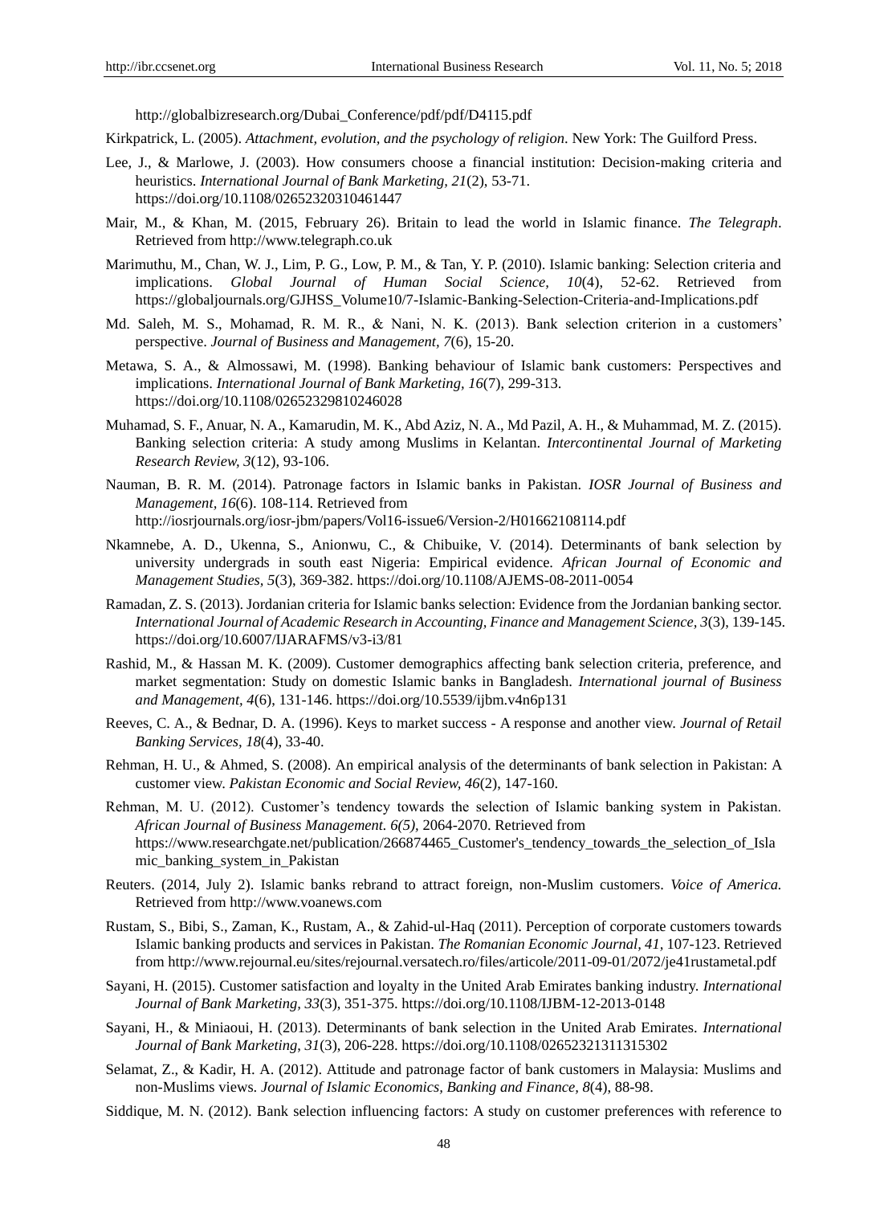http://globalbizresearch.org/Dubai_Conference/pdf/pdf/D4115.pdf

Kirkpatrick, L. (2005). *Attachment, evolution, and the psychology of religion*. New York: The Guilford Press.

Lee, J., & Marlowe, J. (2003). How consumers choose a financial institution: Decision-making criteria and heuristics. *International Journal of Bank Marketing, 21*(2), 53-71. https://doi.org/10.1108/02652320310461447

Mair, M., & Khan, M. (2015, February 26). Britain to lead the world in Islamic finance. *The Telegraph*. Retrieved from http://www.telegraph.co.uk

Marimuthu, M., Chan, W. J., Lim, P. G., Low, P. M., & Tan, Y. P. (2010). Islamic banking: Selection criteria and implications. *Global Journal of Human Social Science, 10*(4), 52-62. Retrieved from https://globaljournals.org/GJHSS_Volume10/7-Islamic-Banking-Selection-Criteria-and-Implications.pdf

Md. Saleh, M. S., Mohamad, R. M. R., & Nani, N. K. (2013). Bank selection criterion in a customers' perspective. *Journal of Business and Management, 7*(6), 15-20.

Metawa, S. A., & Almossawi, M. (1998). Banking behaviour of Islamic bank customers: Perspectives and implications. *International Journal of Bank Marketing, 16*(7), 299-313. https://doi.org/10.1108/02652329810246028

Muhamad, S. F., Anuar, N. A., Kamarudin, M. K., Abd Aziz, N. A., Md Pazil, A. H., & Muhammad, M. Z. (2015). Banking selection criteria: A study among Muslims in Kelantan. *Intercontinental Journal of Marketing Research Review, 3*(12), 93-106.

Nauman, B. R. M. (2014). Patronage factors in Islamic banks in Pakistan. *IOSR Journal of Business and Management, 16*(6). 108-114. Retrieved from http://iosrjournals.org/iosr-jbm/papers/Vol16-issue6/Version-2/H01662108114.pdf

Nkamnebe, A. D., Ukenna, S., Anionwu, C., & Chibuike, V. (2014). Determinants of bank selection by university undergrads in south east Nigeria: Empirical evidence. *African Journal of Economic and Management Studies, 5*(3), 369-382. https://doi.org/10.1108/AJEMS-08-2011-0054

Ramadan, Z. S. (2013). Jordanian criteria for Islamic banks selection: Evidence from the Jordanian banking sector. *International Journal of Academic Research in Accounting, Finance and Management Science, 3*(3), 139-145. https://doi.org/10.6007/IJARAFMS/v3-i3/81

Rashid, M., & Hassan M. K. (2009). Customer demographics affecting bank selection criteria, preference, and market segmentation: Study on domestic Islamic banks in Bangladesh. *International journal of Business and Management, 4*(6), 131-146. https://doi.org/10.5539/ijbm.v4n6p131

Reeves, C. A., & Bednar, D. A. (1996). Keys to market success - A response and another view. *Journal of Retail Banking Services, 18*(4), 33-40.

Rehman, H. U., & Ahmed, S. (2008). An empirical analysis of the determinants of bank selection in Pakistan: A customer view. *Pakistan Economic and Social Review, 46*(2), 147-160.

Rehman, M. U. (2012). Customer's tendency towards the selection of Islamic banking system in Pakistan. *African Journal of Business Management. 6(5),* 2064-2070. Retrieved from https://www.researchgate.net/publication/266874465_Customer's_tendency_towards_the_selection_of_Islamic_banking_system_in_Pakistan

Reuters. (2014, July 2). Islamic banks rebrand to attract foreign, non-Muslim customers. *Voice of America.* Retrieved from http://www.voanews.com

Rustam, S., Bibi, S., Zaman, K., Rustam, A., & Zahid-ul-Haq (2011). Perception of corporate customers towards Islamic banking products and services in Pakistan. *The Romanian Economic Journal, 41*, 107-123. Retrieved from http://www.rejournal.eu/sites/rejournal.versatech.ro/files/articole/2011-09-01/2072/je41rustametal.pdf

Sayani, H. (2015). Customer satisfaction and loyalty in the United Arab Emirates banking industry. *International Journal of Bank Marketing, 33*(3), 351-375. https://doi.org/10.1108/IJBM-12-2013-0148

Sayani, H., & Miniaoui, H. (2013). Determinants of bank selection in the United Arab Emirates. *International Journal of Bank Marketing, 31*(3), 206-228. https://doi.org/10.1108/02652321311315302

Selamat, Z., & Kadir, H. A. (2012). Attitude and patronage factor of bank customers in Malaysia: Muslims and non-Muslims views. *Journal of Islamic Economics, Banking and Finance, 8*(4), 88-98.

Siddique, M. N. (2012). Bank selection influencing factors: A study on customer preferences with reference to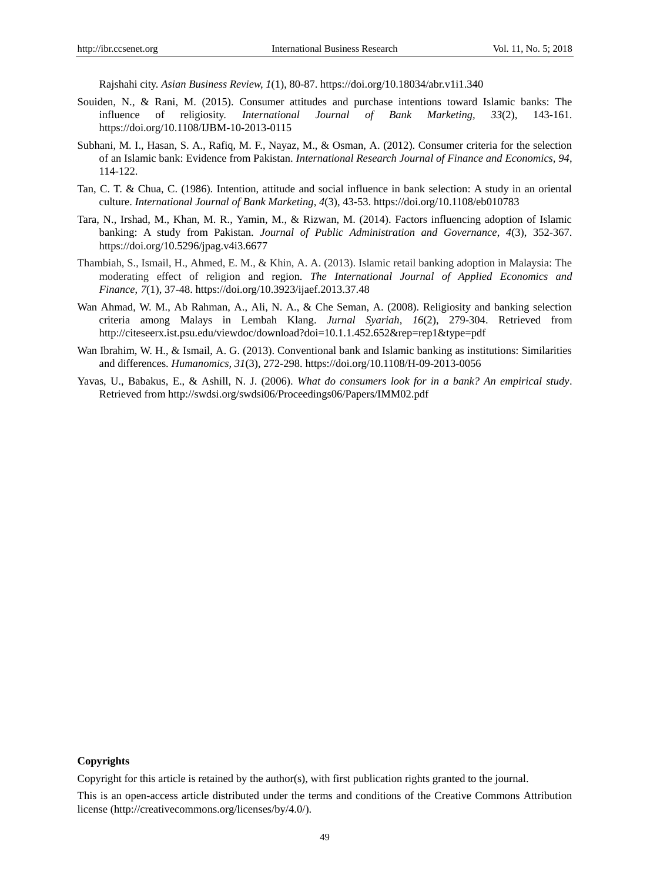Rajshahi city. *Asian Business Review, 1*(1), 80-87. https://doi.org/10.18034/abr.v1i1.340

Souiden, N., & Rani, M. (2015). Consumer attitudes and purchase intentions toward Islamic banks: The influence of religiosity. *International Journal of Bank Marketing, 33*(2), 143-161. https://doi.org/10.1108/IJBM-10-2013-0115

Subhani, M. I., Hasan, S. A., Rafiq, M. F., Nayaz, M., & Osman, A. (2012). Consumer criteria for the selection of an Islamic bank: Evidence from Pakistan. *International Research Journal of Finance and Economics*, *94*, 114-122.

Tan, C. T. & Chua, C. (1986). Intention, attitude and social influence in bank selection: A study in an oriental culture. *International Journal of Bank Marketing*, *4*(3), 43-53. https://doi.org/10.1108/eb010783

Tara, N., Irshad, M., Khan, M. R., Yamin, M., & Rizwan, M. (2014). Factors influencing adoption of Islamic banking: A study from Pakistan. *Journal of Public Administration and Governance*, *4*(3), 352-367. https://doi.org/10.5296/jpag.v4i3.6677

Thambiah, S., Ismail, H., Ahmed, E. M., & Khin, A. A. (2013). Islamic retail banking adoption in Malaysia: The moderating effect of religion and region. *The International Journal of Applied Economics and Finance*, *7*(1), 37-48. https://doi.org/10.3923/ijaef.2013.37.48

Wan Ahmad, W. M., Ab Rahman, A., Ali, N. A., & Che Seman, A. (2008). Religiosity and banking selection criteria among Malays in Lembah Klang. *Jurnal Syariah, 16*(2), 279-304. Retrieved from http://citeseerx.ist.psu.edu/viewdoc/download?doi=10.1.1.452.652&rep=rep1&type=pdf

Wan Ibrahim, W. H., & Ismail, A. G. (2013). Conventional bank and Islamic banking as institutions: Similarities and differences. *Humanomics, 31*(3), 272-298. https://doi.org/10.1108/H-09-2013-0056

Yavas, U., Babakus, E., & Ashill, N. J. (2006). *What do consumers look for in a bank? An empirical study*. Retrieved from http://swdsi.org/swdsi06/Proceedings06/Papers/IMM02.pdf

**Copyrights**

Copyright for this article is retained by the author(s), with first publication rights granted to the journal.

This is an open-access article distributed under the terms and conditions of the Creative Commons Attribution license (http://creativecommons.org/licenses/by/4.0/).